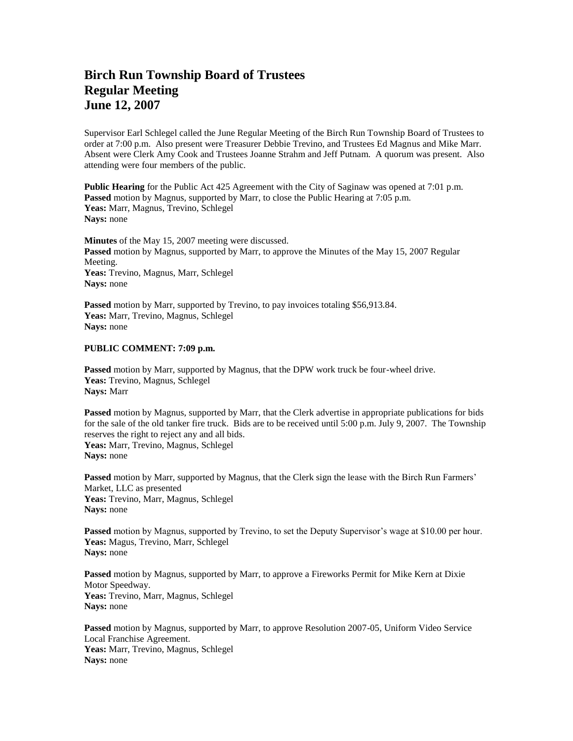# Birch Run Township Board of Trustees
# Regular Meeting
# June 12, 2007

Supervisor Earl Schlegel called the June Regular Meeting of the Birch Run Township Board of Trustees to order at 7:00 p.m. Also present were Treasurer Debbie Trevino, and Trustees Ed Magnus and Mike Marr. Absent were Clerk Amy Cook and Trustees Joanne Strahm and Jeff Putnam. A quorum was present. Also attending were four members of the public.

**Public Hearing** for the Public Act 425 Agreement with the City of Saginaw was opened at 7:01 p.m.
**Passed** motion by Magnus, supported by Marr, to close the Public Hearing at 7:05 p.m.
**Yeas:** Marr, Magnus, Trevino, Schlegel
**Nays:** none

**Minutes** of the May 15, 2007 meeting were discussed.
**Passed** motion by Magnus, supported by Marr, to approve the Minutes of the May 15, 2007 Regular Meeting.
**Yeas:** Trevino, Magnus, Marr, Schlegel
**Nays:** none

**Passed** motion by Marr, supported by Trevino, to pay invoices totaling $56,913.84.
**Yeas:** Marr, Trevino, Magnus, Schlegel
**Nays:** none

**PUBLIC COMMENT: 7:09 p.m.**

**Passed** motion by Marr, supported by Magnus, that the DPW work truck be four-wheel drive.
**Yeas:** Trevino, Magnus, Schlegel
**Nays:** Marr

**Passed** motion by Magnus, supported by Marr, that the Clerk advertise in appropriate publications for bids for the sale of the old tanker fire truck. Bids are to be received until 5:00 p.m. July 9, 2007. The Township reserves the right to reject any and all bids.
**Yeas:** Marr, Trevino, Magnus, Schlegel
**Nays:** none

**Passed** motion by Marr, supported by Magnus, that the Clerk sign the lease with the Birch Run Farmers' Market, LLC as presented
**Yeas:** Trevino, Marr, Magnus, Schlegel
**Nays:** none

**Passed** motion by Magnus, supported by Trevino, to set the Deputy Supervisor's wage at $10.00 per hour.
**Yeas:** Magus, Trevino, Marr, Schlegel
**Nays:** none

**Passed** motion by Magnus, supported by Marr, to approve a Fireworks Permit for Mike Kern at Dixie Motor Speedway.
**Yeas:** Trevino, Marr, Magnus, Schlegel
**Nays:** none

**Passed** motion by Magnus, supported by Marr, to approve Resolution 2007-05, Uniform Video Service Local Franchise Agreement.
**Yeas:** Marr, Trevino, Magnus, Schlegel
**Nays:** none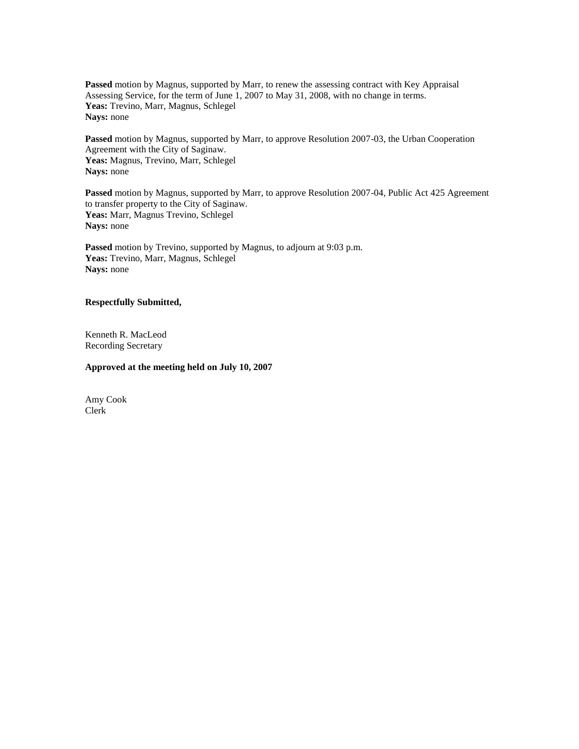**Passed** motion by Magnus, supported by Marr, to renew the assessing contract with Key Appraisal Assessing Service, for the term of June 1, 2007 to May 31, 2008, with no change in terms.
**Yeas:** Trevino, Marr, Magnus, Schlegel
**Nays:** none

**Passed** motion by Magnus, supported by Marr, to approve Resolution 2007-03, the Urban Cooperation Agreement with the City of Saginaw.
**Yeas:** Magnus, Trevino, Marr, Schlegel
**Nays:** none

**Passed** motion by Magnus, supported by Marr, to approve Resolution 2007-04, Public Act 425 Agreement to transfer property to the City of Saginaw.
**Yeas:** Marr, Magnus Trevino, Schlegel
**Nays:** none

**Passed** motion by Trevino, supported by Magnus, to adjourn at 9:03 p.m.
**Yeas:** Trevino, Marr, Magnus, Schlegel
**Nays:** none

**Respectfully Submitted,**

Kenneth R. MacLeod
Recording Secretary

**Approved at the meeting held on July 10, 2007**

Amy Cook
Clerk